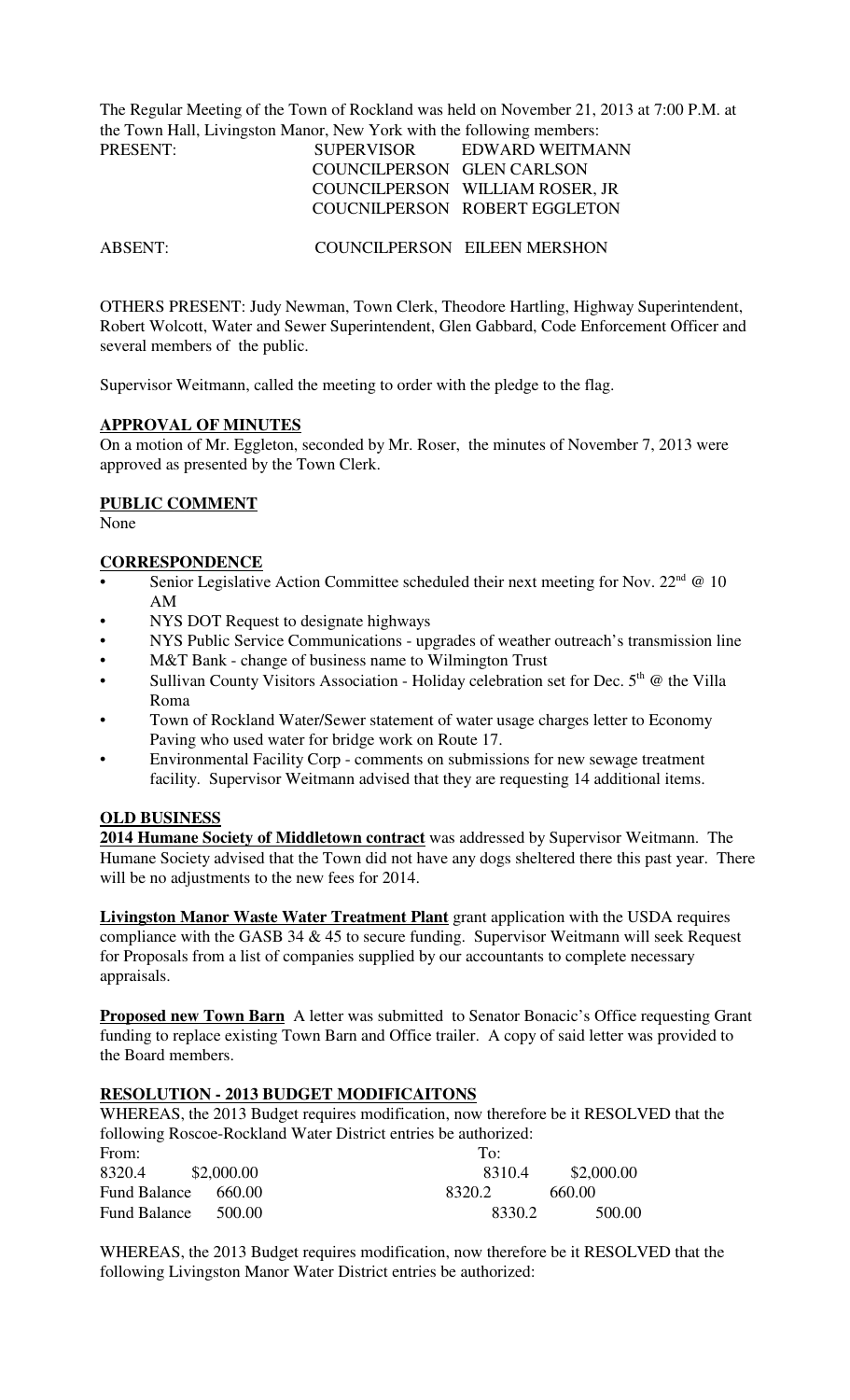The Regular Meeting of the Town of Rockland was held on November 21, 2013 at 7:00 P.M. at the Town Hall, Livingston Manor, New York with the following members:

| | | |
|---|---|---|
| PRESENT: | SUPERVISOR | EDWARD WEITMANN |
| | COUNCILPERSON | GLEN CARLSON |
| | COUNCILPERSON | WILLIAM ROSER, JR |
| | COUCNILPERSON | ROBERT EGGLETON |
| ABSENT: | COUNCILPERSON | EILEEN MERSHON |

OTHERS PRESENT: Judy Newman, Town Clerk, Theodore Hartling, Highway Superintendent, Robert Wolcott, Water and Sewer Superintendent, Glen Gabbard, Code Enforcement Officer and several members of the public.

Supervisor Weitmann, called the meeting to order with the pledge to the flag.

**APPROVAL OF MINUTES**

On a motion of Mr. Eggleton, seconded by Mr. Roser, the minutes of November 7, 2013 were approved as presented by the Town Clerk.

**PUBLIC COMMENT**

None

**CORRESPONDENCE**

- Senior Legislative Action Committee scheduled their next meeting for Nov. 22nd @ 10 AM
- NYS DOT Request to designate highways
- NYS Public Service Communications - upgrades of weather outreach's transmission line
- M&T Bank - change of business name to Wilmington Trust
- Sullivan County Visitors Association - Holiday celebration set for Dec. 5th @ the Villa Roma
- Town of Rockland Water/Sewer statement of water usage charges letter to Economy Paving who used water for bridge work on Route 17.
- Environmental Facility Corp - comments on submissions for new sewage treatment facility. Supervisor Weitmann advised that they are requesting 14 additional items.

**OLD BUSINESS**

**2014 Humane Society of Middletown contract** was addressed by Supervisor Weitmann. The Humane Society advised that the Town did not have any dogs sheltered there this past year. There will be no adjustments to the new fees for 2014.

**Livingston Manor Waste Water Treatment Plant** grant application with the USDA requires compliance with the GASB 34 & 45 to secure funding. Supervisor Weitmann will seek Request for Proposals from a list of companies supplied by our accountants to complete necessary appraisals.

**Proposed new Town Barn** A letter was submitted to Senator Bonacic's Office requesting Grant funding to replace existing Town Barn and Office trailer. A copy of said letter was provided to the Board members.

**RESOLUTION - 2013 BUDGET MODIFICAITONS**

WHEREAS, the 2013 Budget requires modification, now therefore be it RESOLVED that the following Roscoe-Rockland Water District entries be authorized:

| From: | | To: | |
|---|---|---|---|
| 8320.4 | \$2,000.00 | 8310.4 | \$2,000.00 |
| Fund Balance | 660.00 | 8320.2 | 660.00 |
| Fund Balance | 500.00 | 8330.2 | 500.00 |

WHEREAS, the 2013 Budget requires modification, now therefore be it RESOLVED that the following Livingston Manor Water District entries be authorized: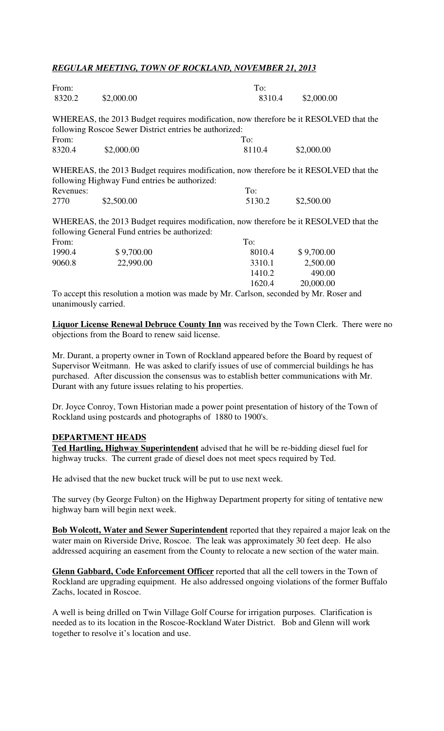***REGULAR MEETING, TOWN OF ROCKLAND, NOVEMBER 21, 2013***

| From: | | To: | |
|---|---|---|---|
| 8320.2 | $2,000.00 | 8310.4 | $2,000.00 |

WHEREAS, the 2013 Budget requires modification, now therefore be it RESOLVED that the following Roscoe Sewer District entries be authorized:

| From: | | To: | |
|---|---|---|---|
| 8320.4 | $2,000.00 | 8110.4 | $2,000.00 |

WHEREAS, the 2013 Budget requires modification, now therefore be it RESOLVED that the following Highway Fund entries be authorized:

| Revenues: | | To: | |
|---|---|---|---|
| 2770 | $2,500.00 | 5130.2 | $2,500.00 |

WHEREAS, the 2013 Budget requires modification, now therefore be it RESOLVED that the following General Fund entries be authorized:

| From: | | To: | |
|---|---|---|---|
| 1990.4 | $ 9,700.00 | 8010.4 | $ 9,700.00 |
| 9060.8 | 22,990.00 | 3310.1 | 2,500.00 |
| | | 1410.2 | 490.00 |
| | | 1620.4 | 20,000.00 |

To accept this resolution a motion was made by Mr. Carlson, seconded by Mr. Roser and unanimously carried.

**Liquor License Renewal Debruce County Inn** was received by the Town Clerk. There were no objections from the Board to renew said license.

Mr. Durant, a property owner in Town of Rockland appeared before the Board by request of Supervisor Weitmann. He was asked to clarify issues of use of commercial buildings he has purchased. After discussion the consensus was to establish better communications with Mr. Durant with any future issues relating to his properties.

Dr. Joyce Conroy, Town Historian made a power point presentation of history of the Town of Rockland using postcards and photographs of 1880 to 1900's.

**DEPARTMENT HEADS**

**Ted Hartling, Highway Superintendent** advised that he will be re-bidding diesel fuel for highway trucks. The current grade of diesel does not meet specs required by Ted.

He advised that the new bucket truck will be put to use next week.

The survey (by George Fulton) on the Highway Department property for siting of tentative new highway barn will begin next week.

**Bob Wolcott, Water and Sewer Superintendent** reported that they repaired a major leak on the water main on Riverside Drive, Roscoe. The leak was approximately 30 feet deep. He also addressed acquiring an easement from the County to relocate a new section of the water main.

**Glenn Gabbard, Code Enforcement Officer** reported that all the cell towers in the Town of Rockland are upgrading equipment. He also addressed ongoing violations of the former Buffalo Zachs, located in Roscoe.

A well is being drilled on Twin Village Golf Course for irrigation purposes. Clarification is needed as to its location in the Roscoe-Rockland Water District. Bob and Glenn will work together to resolve it's location and use.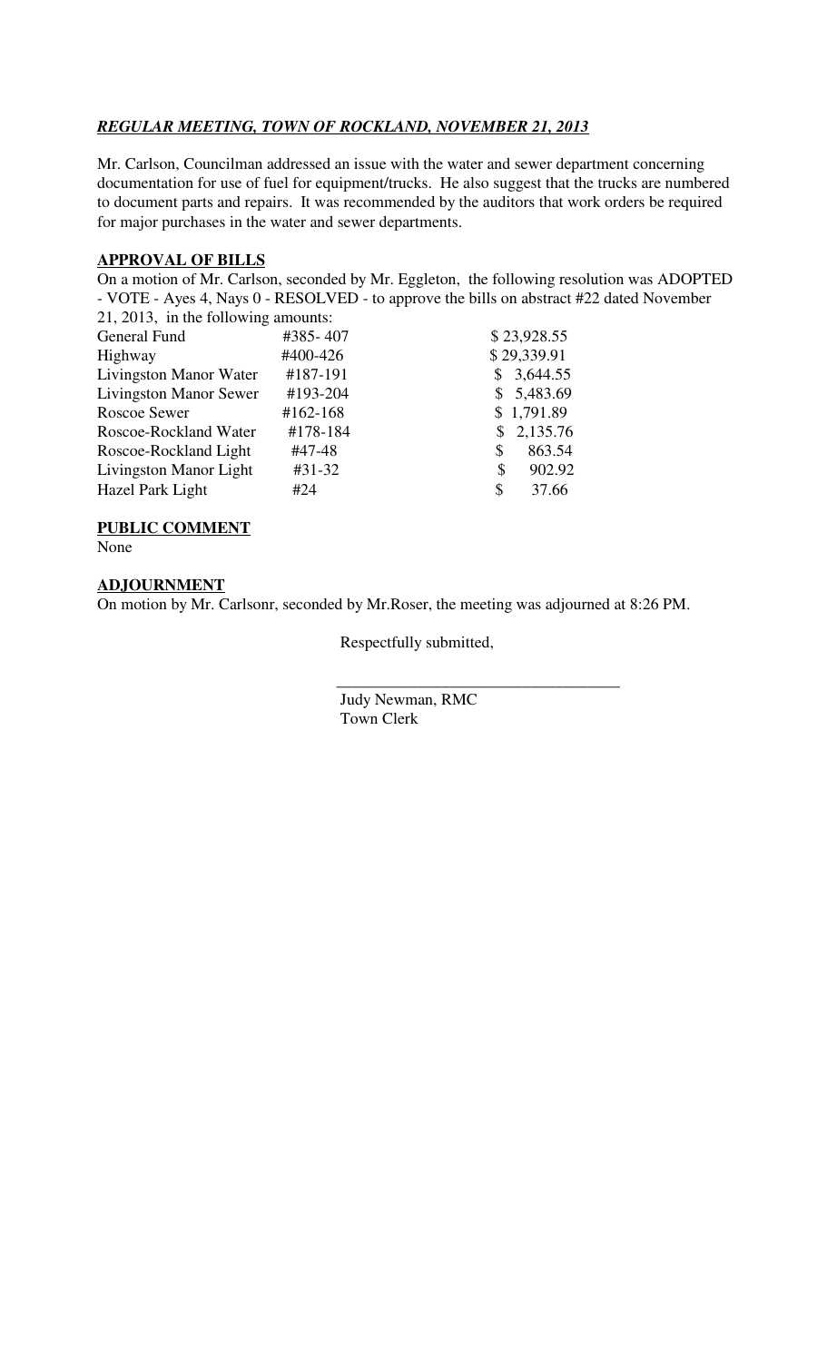***REGULAR MEETING, TOWN OF ROCKLAND, NOVEMBER 21, 2013***

Mr. Carlson, Councilman addressed an issue with the water and sewer department concerning documentation for use of fuel for equipment/trucks. He also suggest that the trucks are numbered to document parts and repairs. It was recommended by the auditors that work orders be required for major purchases in the water and sewer departments.

**APPROVAL OF BILLS**

On a motion of Mr. Carlson, seconded by Mr. Eggleton, the following resolution was ADOPTED - VOTE - Ayes 4, Nays 0 - RESOLVED - to approve the bills on abstract #22 dated November 21, 2013, in the following amounts:

| | | |
|---|---|---|
| General Fund | #385- 407 | $ 23,928.55 |
| Highway | #400-426 | $ 29,339.91 |
| Livingston Manor Water | #187-191 | $ 3,644.55 |
| Livingston Manor Sewer | #193-204 | $ 5,483.69 |
| Roscoe Sewer | #162-168 | $ 1,791.89 |
| Roscoe-Rockland Water | #178-184 | $ 2,135.76 |
| Roscoe-Rockland Light | #47-48 | $ 863.54 |
| Livingston Manor Light | #31-32 | $ 902.92 |
| Hazel Park Light | #24 | $ 37.66 |

**PUBLIC COMMENT**

None

**ADJOURNMENT**

On motion by Mr. Carlsonr, seconded by Mr.Roser, the meeting was adjourned at 8:26 PM.

Respectfully submitted,

\_\_\_\_\_\_\_\_\_\_\_\_\_\_\_\_\_\_\_\_\_\_\_\_\_\_\_\_\_\_\_\_\_\_

Judy Newman, RMC
Town Clerk